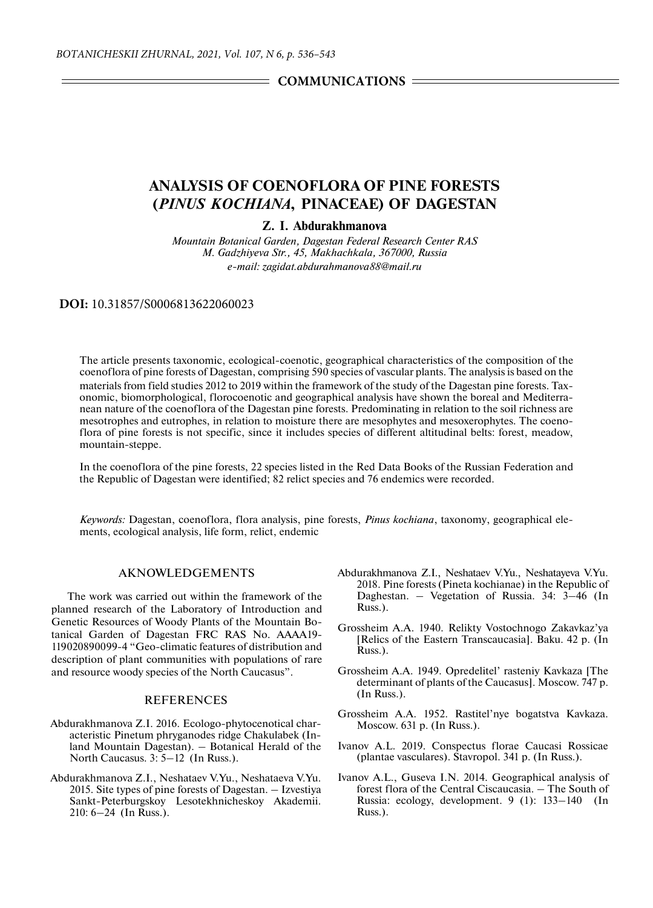COMMUNICATIONS

# ANALYSIS OF COENOFLORA OF PINE FORESTS (*PINUS KOCHIANA*, PINACEAE) OF DAGESTAN

**Z. I. Abdurakhmanova**

*Mountain Botanical Garden, Dagestan Federal Research Center RAS*
*M. Gadzhiyeva Str., 45, Makhachkala, 367000, Russia*
*e-mail: zagidat.abdurahmanova88@mail.ru*

**DOI:** 10.31857/S0006813622060023

The article presents taxonomic, ecological-coenotic, geographical characteristics of the composition of the coenoflora of pine forests of Dagestan, comprising 590 species of vascular plants. The analysis is based on the materials from field studies 2012 to 2019 within the framework of the study of the Dagestan pine forests. Taxonomic, biomorphological, florocoenotic and geographical analysis have shown the boreal and Mediterranean nature of the coenoflora of the Dagestan pine forests. Predominating in relation to the soil richness are mesotrophes and eutrophes, in relation to moisture there are mesophytes and mesoxerophytes. The coenoflora of pine forests is not specific, since it includes species of different altitudinal belts: forest, meadow, mountain-steppe.

In the coenoflora of the pine forests, 22 species listed in the Red Data Books of the Russian Federation and the Republic of Dagestan were identified; 82 relict species and 76 endemics were recorded.

*Keywords:* Dagestan, coenoflora, flora analysis, pine forests, *Pinus kochiana*, taxonomy, geographical elements, ecological analysis, life form, relict, endemic

## AKNOWLEDGEMENTS

The work was carried out within the framework of the planned research of the Laboratory of Introduction and Genetic Resources of Woody Plants of the Mountain Botanical Garden of Dagestan FRC RAS No. AAAA19-119020890099-4 "Geo-climatic features of distribution and description of plant communities with populations of rare and resource woody species of the North Caucasus".

## REFERENCES

Abdurakhmanova Z.I. 2016. Ecologo-phytocenotical characteristic Pinetum phryganodes ridge Chakulabek (Inland Mountain Dagestan). – Botanical Herald of the North Caucasus. 3: 5–12 (In Russ.).

Abdurakhmanova Z.I., Neshataev V.Yu., Neshataeva V.Yu. 2015. Site types of pine forests of Dagestan. – Izvestiya Sankt-Peterburgskoy Lesotekhnicheskoy Akademii. 210: 6–24 (In Russ.).

Abdurakhmanova Z.I., Neshataev V.Yu., Neshatayeva V.Yu. 2018. Pine forests (Pineta kochianae) in the Republic of Daghestan. – Vegetation of Russia. 34: 3–46 (In Russ.).

Grossheim A.A. 1940. Relikty Vostochnogo Zakavkaz'ya [Relics of the Eastern Transcaucasia]. Baku. 42 p. (In Russ.).

Grossheim A.A. 1949. Opredelitel' rasteniy Kavkaza [The determinant of plants of the Caucasus]. Moscow. 747 p. (In Russ.).

Grossheim A.A. 1952. Rastitel'nye bogatstva Kavkaza. Moscow. 631 p. (In Russ.).

Ivanov A.L. 2019. Conspectus florae Caucasi Rossicae (plantae vasculares). Stavropol. 341 p. (In Russ.).

Ivanov A.L., Guseva I.N. 2014. Geographical analysis of forest flora of the Central Ciscaucasia. – The South of Russia: ecology, development. 9 (1): 133–140 (In Russ.).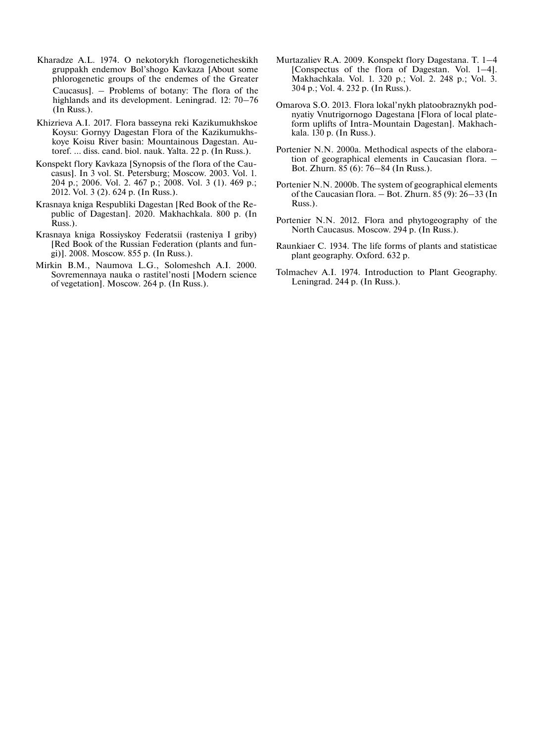Kharadze A.L. 1974. O nekotorykh florogeneticheskikh gruppakh endemov Bol'shogo Kavkaza [About some phlorogenetic groups of the endemes of the Greater Caucasus]. – Problems of botany: The flora of the highlands and its development. Leningrad. 12: 70–76 (In Russ.).

Khizrieva A.I. 2017. Flora basseyna reki Kazikumukhskoe Koysu: Gornyy Dagestan Flora of the Kazikumukhskoye Koisu River basin: Mountainous Dagestan. Autoref. ... diss. cand. biol. nauk. Yalta. 22 p. (In Russ.).

Konspekt flory Kavkaza [Synopsis of the flora of the Caucasus]. In 3 vol. St. Petersburg; Moscow. 2003. Vol. 1. 204 p.; 2006. Vol. 2. 467 p.; 2008. Vol. 3 (1). 469 p.; 2012. Vol. 3 (2). 624 p. (In Russ.).

Krasnaya kniga Respubliki Dagestan [Red Book of the Republic of Dagestan]. 2020. Makhachkala. 800 p. (In Russ.).

Krasnaya kniga Rossiyskoy Federatsii (rasteniya I griby) [Red Book of the Russian Federation (plants and fungi)]. 2008. Moscow. 855 p. (In Russ.).

Mirkin B.M., Naumova L.G., Solomeshch A.I. 2000. Sovremennaya nauka o rastitel'nosti [Modern science of vegetation]. Moscow. 264 p. (In Russ.).

Murtazaliev R.A. 2009. Konspekt flory Dagestana. T. 1–4 [Conspectus of the flora of Dagestan. Vol. 1–4]. Makhachkala. Vol. 1. 320 p.; Vol. 2. 248 p.; Vol. 3. 304 p.; Vol. 4. 232 p. (In Russ.).

Omarova S.O. 2013. Flora lokal'nykh platoobraznykh podnyatiy Vnutrigornogo Dagestana [Flora of local plateform uplifts of Intra-Mountain Dagestan]. Makhachkala. 130 p. (In Russ.).

Portenier N.N. 2000a. Methodical aspects of the elaboration of geographical elements in Caucasian flora. – Bot. Zhurn. 85 (6): 76–84 (In Russ.).

Portenier N.N. 2000b. The system of geographical elements of the Caucasian flora. – Bot. Zhurn. 85 (9): 26–33 (In Russ.).

Portenier N.N. 2012. Flora and phytogeography of the North Caucasus. Moscow. 294 p. (In Russ.).

Raunkiaer C. 1934. The life forms of plants and statisticae plant geography. Oxford. 632 p.

Tolmachev A.I. 1974. Introduction to Plant Geography. Leningrad. 244 p. (In Russ.).